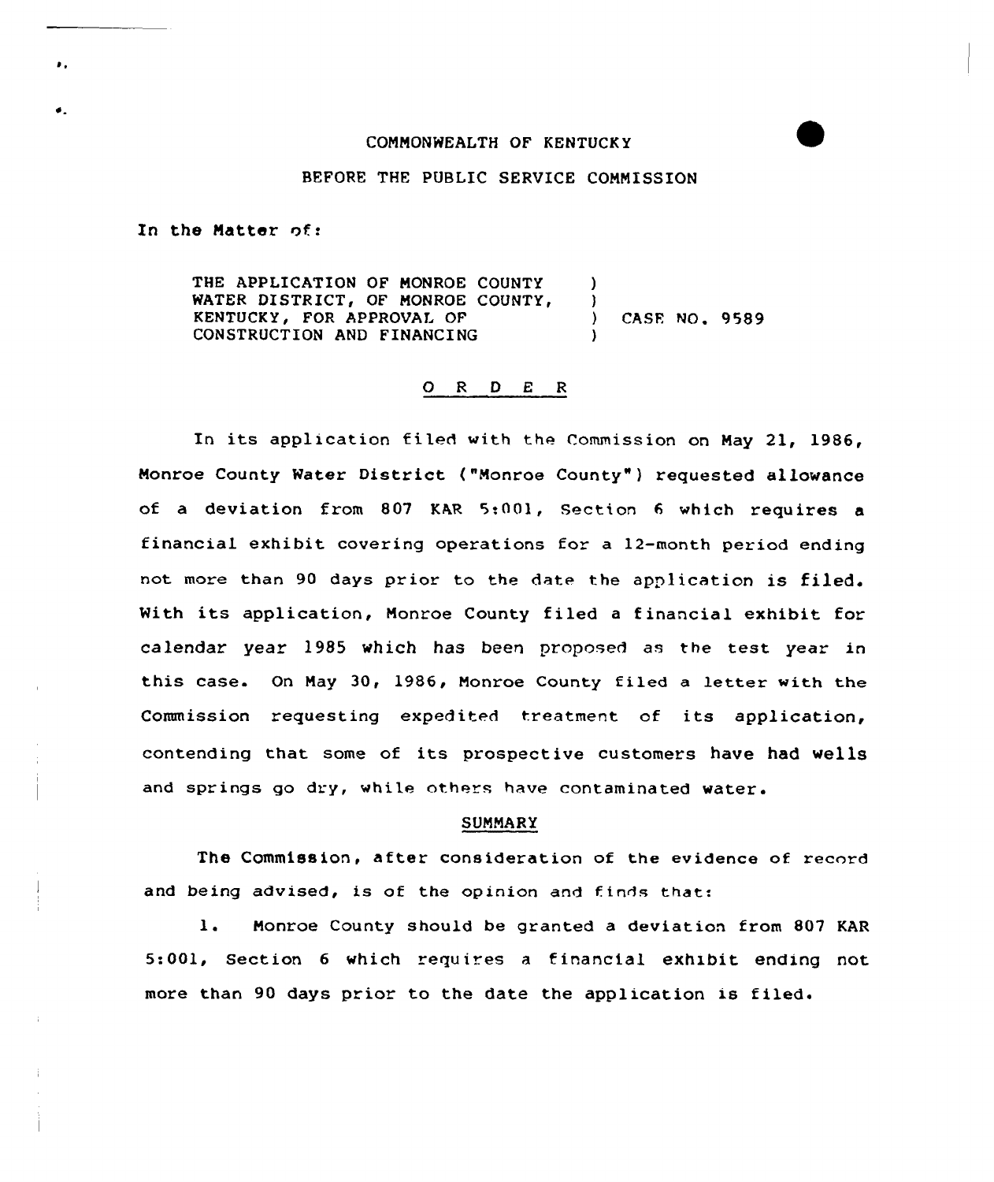COMMONWEALTH OF KENTUCKY

BEFORE THE PUBLIC SERVICE COMMISSION

In the Matter of:

THE APPLICATION OF MONROE COUNTY WATER DISTRICT, OF MONROE COUNTY, KENTUCKY, FOR APPROVAL OF CONSTRUCTION AND FINANCING ) CASE NO. 9589

## O R D E R

In its application filed with the Commission on May 21, 1986, Monroe County Water District ("Monroe County") requested allowance of a deviation from 807 KAR 5:001, Section 6 which requires a financial exhibit covering operations for a 12-month period ending not more than 90 days prior to the date the application is filed. With its application, Monroe County filed a financial exhibit for calendar year 1985 which has been proposed as the test year in this case. On May 30, 1986, Monroe County filed a letter with the Commission requesting expedited treatment of its application, contending that some of its prospective customers have had wells and springs go dry, while others have contaminated water.

### SUMMARY

The Commission, after consideration of the evidence of record and being advised, is of the opinion and finds that:

1. Monroe County should be granted a deviation from 807 KAR 5:001, Section 6 which requires a financial exhibit ending not more than 90 days prior to the date the application is filed.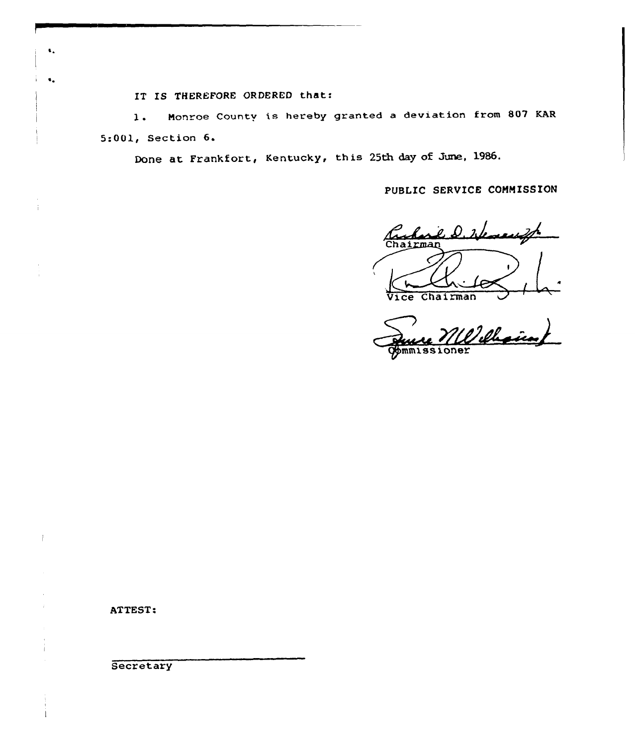IT IS THEREFORE ORDERED that:

1. Monroe County is hereby granted a deviation from 807 KAR 5:001, Section 6.

Done at Frankfort, Kentucky, this 25th day of June, 1986.

PUBLIC SERVICE COMMISSION

Chairman

Vice Chairman

Commissioner

ATTEST:

Secretary